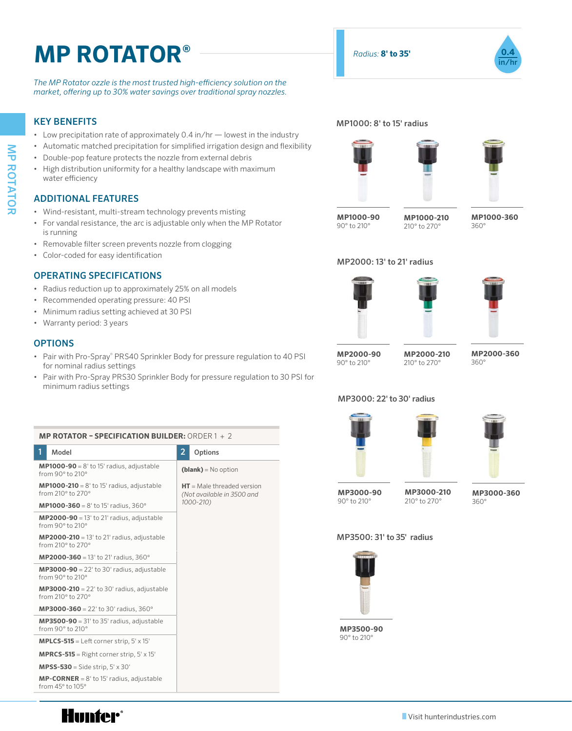# MP ROTATOR®

*The MP Rotator ozzle is the most trusted high-efficiency solution on the market, offering up to 30% water savings over traditional spray nozzles.*

*Radius:* **8' to 35'**

0.4 in/hr

## KEY BENEFITS

- Low precipitation rate of approximately 0.4 in/hr — lowest in the industry
- Automatic matched precipitation for simplified irrigation design and flexibility
- Double-pop feature protects the nozzle from external debris
- High distribution uniformity for a healthy landscape with maximum water efficiency

## ADDITIONAL FEATURES

- Wind-resistant, multi-stream technology prevents misting
- For vandal resistance, the arc is adjustable only when the MP Rotator is running
- Removable filter screen prevents nozzle from clogging
- Color-coded for easy identification

## OPERATING SPECIFICATIONS

- Radius reduction up to approximately 25% on all models
- Recommended operating pressure: 40 PSI
- Minimum radius setting achieved at 30 PSI
- Warranty period: 3 years

## OPTIONS

- Pair with Pro-Spray® PRS40 Sprinkler Body for pressure regulation to 40 PSI for nominal radius settings
- Pair with Pro-Spray PRS30 Sprinkler Body for pressure regulation to 30 PSI for minimum radius settings

**MP ROTATOR – SPECIFICATION BUILDER:** ORDER 1 + 2

| 1 Model | 2 Options |
|---|---|
| **MP1000-90** = 8' to 15' radius, adjustable from 90° to 210° | **(blank)** = No option |
| **MP1000-210** = 8' to 15' radius, adjustable from 210° to 270° | **HT** = Male threaded version *(Not available in 3500 and 1000-210)* |
| **MP1000-360** = 8' to 15' radius, 360° | |
| **MP2000-90** = 13' to 21' radius, adjustable from 90° to 210° | |
| **MP2000-210** = 13' to 21' radius, adjustable from 210° to 270° | |
| **MP2000-360** = 13' to 21' radius, 360° | |
| **MP3000-90** = 22' to 30' radius, adjustable from 90° to 210° | |
| **MP3000-210** = 22' to 30' radius, adjustable from 210° to 270° | |
| **MP3000-360** = 22' to 30' radius, 360° | |
| **MP3500-90** = 31' to 35' radius, adjustable from 90° to 210° | |
| **MPLCS-515** = Left corner strip, 5' x 15' | |
| **MPRCS-515** = Right corner strip, 5' x 15' | |
| **MPSS-530** = Side strip, 5' x 30' | |
| **MP-CORNER** = 8' to 15' radius, adjustable from 45° to 105° | |

### MP1000: 8' to 15' radius

**MP1000-90**
90° to 210°

**MP1000-210**
210° to 270°

**MP1000-360**
360°

### MP2000: 13' to 21' radius

**MP2000-90**
90° to 210°

**MP2000-210**
210° to 270°

**MP2000-360**
360°

### MP3000: 22' to 30' radius

**MP3000-90**
90° to 210°

**MP3000-210**
210° to 270°

**MP3000-360**
360°

### MP3500: 31' to 35' radius

**MP3500-90**
90° to 210°

Hunter®

Visit hunterindustries.com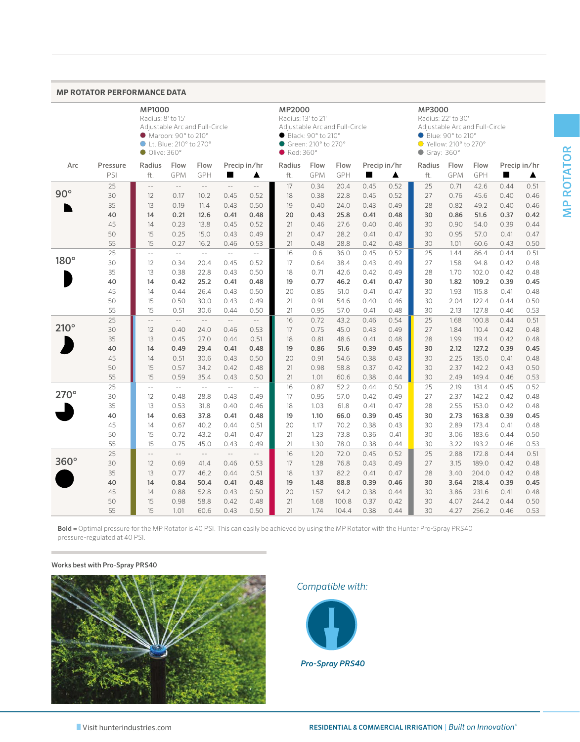## MP ROTATOR PERFORMANCE DATA

**MP1000**
Radius: 8' to 15'
Adjustable Arc and Full-Circle
- Maroon: 90° to 210°
- Lt. Blue: 210° to 270°
- Olive: 360°

**MP2000**
Radius: 13' to 21'
Adjustable Arc and Full-Circle
- Black: 90° to 210°
- Green: 210° to 270°
- Red: 360°

**MP3000**
Radius: 22' to 30'
Adjustable Arc and Full-Circle
- Blue: 90° to 210°
- Yellow: 210° to 270°
- Gray: 360°

| Arc | Pressure PSI | MP1000 Radius ft. | MP1000 Flow GPM | MP1000 Flow GPH | MP1000 Precip in/hr ■ | MP1000 Precip in/hr ▲ | MP2000 Radius ft. | MP2000 Flow GPM | MP2000 Flow GPH | MP2000 Precip in/hr ■ | MP2000 Precip in/hr ▲ | MP3000 Radius ft. | MP3000 Flow GPM | MP3000 Flow GPH | MP3000 Precip in/hr ■ | MP3000 Precip in/hr ▲ |
|---|---|---|---|---|---|---|---|---|---|---|---|---|---|---|---|---|
| 90° | 25 | -- | -- | -- | -- | -- | 17 | 0.34 | 20.4 | 0.45 | 0.52 | 25 | 0.71 | 42.6 | 0.44 | 0.51 |
| | 30 | 12 | 0.17 | 10.2 | 0.45 | 0.52 | 18 | 0.38 | 22.8 | 0.45 | 0.52 | 27 | 0.76 | 45.6 | 0.40 | 0.46 |
| | 35 | 13 | 0.19 | 11.4 | 0.43 | 0.50 | 19 | 0.40 | 24.0 | 0.43 | 0.49 | 28 | 0.82 | 49.2 | 0.40 | 0.46 |
| | **40** | **14** | **0.21** | **12.6** | **0.41** | **0.48** | **20** | **0.43** | **25.8** | **0.41** | **0.48** | **30** | **0.86** | **51.6** | **0.37** | **0.42** |
| | 45 | 14 | 0.23 | 13.8 | 0.45 | 0.52 | 21 | 0.46 | 27.6 | 0.40 | 0.46 | 30 | 0.90 | 54.0 | 0.39 | 0.44 |
| | 50 | 15 | 0.25 | 15.0 | 0.43 | 0.49 | 21 | 0.47 | 28.2 | 0.41 | 0.47 | 30 | 0.95 | 57.0 | 0.41 | 0.47 |
| | 55 | 15 | 0.27 | 16.2 | 0.46 | 0.53 | 21 | 0.48 | 28.8 | 0.42 | 0.48 | 30 | 1.01 | 60.6 | 0.43 | 0.50 |
| 180° | 25 | -- | -- | -- | -- | -- | 16 | 0.6 | 36.0 | 0.45 | 0.52 | 25 | 1.44 | 86.4 | 0.44 | 0.51 |
| | 30 | 12 | 0.34 | 20.4 | 0.45 | 0.52 | 17 | 0.64 | 38.4 | 0.43 | 0.49 | 27 | 1.58 | 94.8 | 0.42 | 0.48 |
| | 35 | 13 | 0.38 | 22.8 | 0.43 | 0.50 | 18 | 0.71 | 42.6 | 0.42 | 0.49 | 28 | 1.70 | 102.0 | 0.42 | 0.48 |
| | **40** | **14** | **0.42** | **25.2** | **0.41** | **0.48** | **19** | **0.77** | **46.2** | **0.41** | **0.47** | **30** | **1.82** | **109.2** | **0.39** | **0.45** |
| | 45 | 14 | 0.44 | 26.4 | 0.43 | 0.50 | 20 | 0.85 | 51.0 | 0.41 | 0.47 | 30 | 1.93 | 115.8 | 0.41 | 0.48 |
| | 50 | 15 | 0.50 | 30.0 | 0.43 | 0.49 | 21 | 0.91 | 54.6 | 0.40 | 0.46 | 30 | 2.04 | 122.4 | 0.44 | 0.50 |
| | 55 | 15 | 0.51 | 30.6 | 0.44 | 0.50 | 21 | 0.95 | 57.0 | 0.41 | 0.48 | 30 | 2.13 | 127.8 | 0.46 | 0.53 |
| 210° | 25 | -- | -- | -- | -- | -- | 16 | 0.72 | 43.2 | 0.46 | 0.54 | 25 | 1.68 | 100.8 | 0.44 | 0.51 |
| | 30 | 12 | 0.40 | 24.0 | 0.46 | 0.53 | 17 | 0.75 | 45.0 | 0.43 | 0.49 | 27 | 1.84 | 110.4 | 0.42 | 0.48 |
| | 35 | 13 | 0.45 | 27.0 | 0.44 | 0.51 | 18 | 0.81 | 48.6 | 0.41 | 0.48 | 28 | 1.99 | 119.4 | 0.42 | 0.48 |
| | **40** | **14** | **0.49** | **29.4** | **0.41** | **0.48** | **19** | **0.86** | **51.6** | **0.39** | **0.45** | **30** | **2.12** | **127.2** | **0.39** | **0.45** |
| | 45 | 14 | 0.51 | 30.6 | 0.43 | 0.50 | 20 | 0.91 | 54.6 | 0.38 | 0.43 | 30 | 2.25 | 135.0 | 0.41 | 0.48 |
| | 50 | 15 | 0.57 | 34.2 | 0.42 | 0.48 | 21 | 0.98 | 58.8 | 0.37 | 0.42 | 30 | 2.37 | 142.2 | 0.43 | 0.50 |
| | 55 | 15 | 0.59 | 35.4 | 0.43 | 0.50 | 21 | 1.01 | 60.6 | 0.38 | 0.44 | 30 | 2.49 | 149.4 | 0.46 | 0.53 |
| 270° | 25 | -- | -- | -- | -- | -- | 16 | 0.87 | 52.2 | 0.44 | 0.50 | 25 | 2.19 | 131.4 | 0.45 | 0.52 |
| | 30 | 12 | 0.48 | 28.8 | 0.43 | 0.49 | 17 | 0.95 | 57.0 | 0.42 | 0.49 | 27 | 2.37 | 142.2 | 0.42 | 0.48 |
| | 35 | 13 | 0.53 | 31.8 | 0.40 | 0.46 | 18 | 1.03 | 61.8 | 0.41 | 0.47 | 28 | 2.55 | 153.0 | 0.42 | 0.48 |
| | **40** | **14** | **0.63** | **37.8** | **0.41** | **0.48** | **19** | **1.10** | **66.0** | **0.39** | **0.45** | **30** | **2.73** | **163.8** | **0.39** | **0.45** |
| | 45 | 14 | 0.67 | 40.2 | 0.44 | 0.51 | 20 | 1.17 | 70.2 | 0.38 | 0.43 | 30 | 2.89 | 173.4 | 0.41 | 0.48 |
| | 50 | 15 | 0.72 | 43.2 | 0.41 | 0.47 | 21 | 1.23 | 73.8 | 0.36 | 0.41 | 30 | 3.06 | 183.6 | 0.44 | 0.50 |
| | 55 | 15 | 0.75 | 45.0 | 0.43 | 0.49 | 21 | 1.30 | 78.0 | 0.38 | 0.44 | 30 | 3.22 | 193.2 | 0.46 | 0.53 |
| 360° | 25 | -- | -- | -- | -- | -- | 16 | 1.20 | 72.0 | 0.45 | 0.52 | 25 | 2.88 | 172.8 | 0.44 | 0.51 |
| | 30 | 12 | 0.69 | 41.4 | 0.46 | 0.53 | 17 | 1.28 | 76.8 | 0.43 | 0.49 | 27 | 3.15 | 189.0 | 0.42 | 0.48 |
| | 35 | 13 | 0.77 | 46.2 | 0.44 | 0.51 | 18 | 1.37 | 82.2 | 0.41 | 0.47 | 28 | 3.40 | 204.0 | 0.42 | 0.48 |
| | **40** | **14** | **0.84** | **50.4** | **0.41** | **0.48** | **19** | **1.48** | **88.8** | **0.39** | **0.46** | **30** | **3.64** | **218.4** | **0.39** | **0.45** |
| | 45 | 14 | 0.88 | 52.8 | 0.43 | 0.50 | 20 | 1.57 | 94.2 | 0.38 | 0.44 | 30 | 3.86 | 231.6 | 0.41 | 0.48 |
| | 50 | 15 | 0.98 | 58.8 | 0.42 | 0.48 | 21 | 1.68 | 100.8 | 0.37 | 0.42 | 30 | 4.07 | 244.2 | 0.44 | 0.50 |
| | 55 | 15 | 1.01 | 60.6 | 0.43 | 0.50 | 21 | 1.74 | 104.4 | 0.38 | 0.44 | 30 | 4.27 | 256.2 | 0.46 | 0.53 |

**Bold** = Optimal pressure for the MP Rotator is 40 PSI. This can easily be achieved by using the MP Rotator with the Hunter Pro-Spray PRS40 pressure-regulated at 40 PSI.

**Works best with Pro-Spray PRS40**

*Compatible with:*

***Pro-Spray PRS40***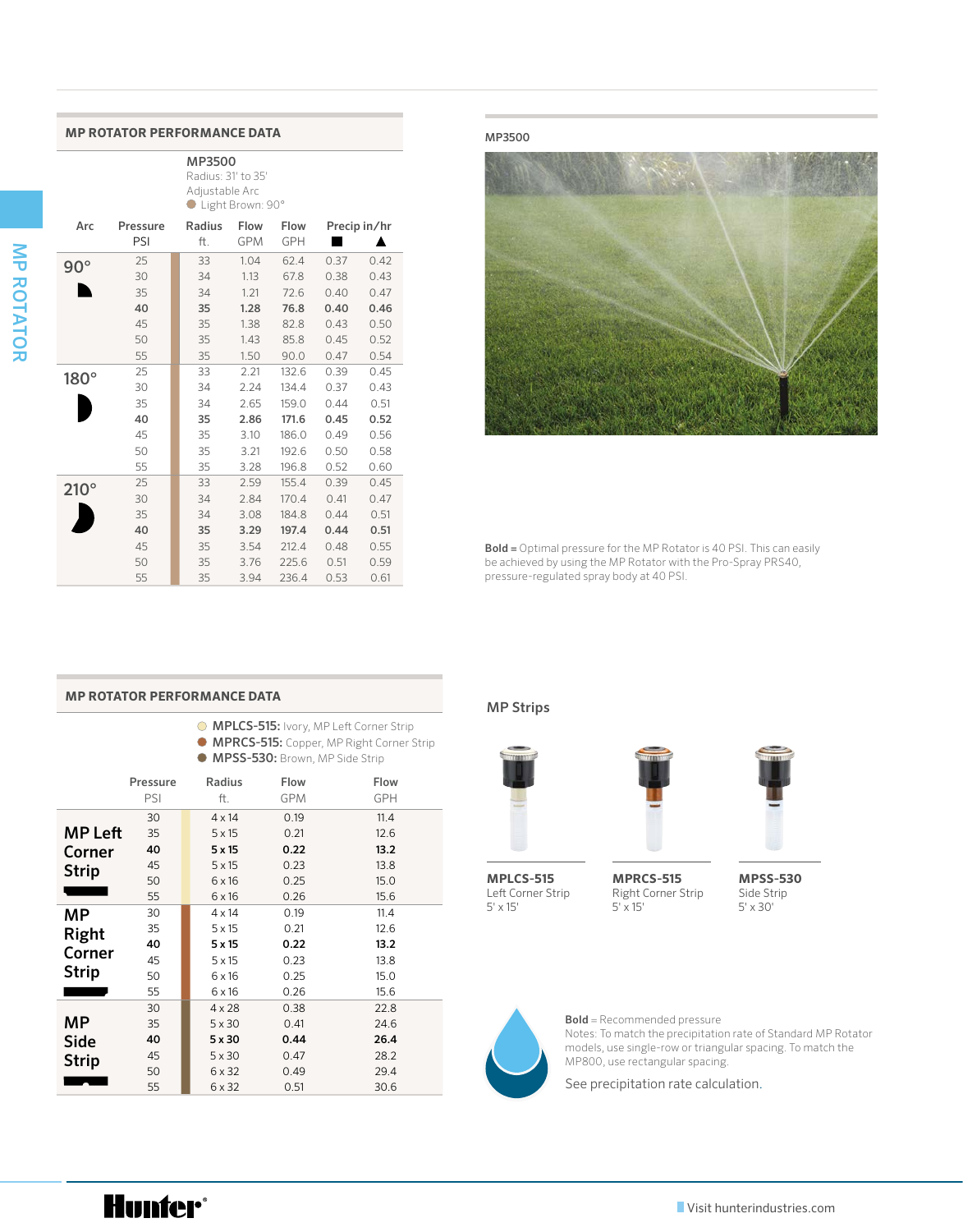## MP ROTATOR PERFORMANCE DATA

**MP3500**
Radius: 31' to 35'
Adjustable Arc
Light Brown: 90°

| Arc | Pressure PSI | Radius ft. | Flow GPM | Flow GPH | Precip in/hr ■ | Precip in/hr ▲ |
|---|---|---|---|---|---|---|
| 90° | 25 | 33 | 1.04 | 62.4 | 0.37 | 0.42 |
| | 30 | 34 | 1.13 | 67.8 | 0.38 | 0.43 |
| | 35 | 34 | 1.21 | 72.6 | 0.40 | 0.47 |
| | **40** | **35** | **1.28** | **76.8** | **0.40** | **0.46** |
| | 45 | 35 | 1.38 | 82.8 | 0.43 | 0.50 |
| | 50 | 35 | 1.43 | 85.8 | 0.45 | 0.52 |
| | 55 | 35 | 1.50 | 90.0 | 0.47 | 0.54 |
| 180° | 25 | 33 | 2.21 | 132.6 | 0.39 | 0.45 |
| | 30 | 34 | 2.24 | 134.4 | 0.37 | 0.43 |
| | 35 | 34 | 2.65 | 159.0 | 0.44 | 0.51 |
| | **40** | **35** | **2.86** | **171.6** | **0.45** | **0.52** |
| | 45 | 35 | 3.10 | 186.0 | 0.49 | 0.56 |
| | 50 | 35 | 3.21 | 192.6 | 0.50 | 0.58 |
| | 55 | 35 | 3.28 | 196.8 | 0.52 | 0.60 |
| 210° | 25 | 33 | 2.59 | 155.4 | 0.39 | 0.45 |
| | 30 | 34 | 2.84 | 170.4 | 0.41 | 0.47 |
| | 35 | 34 | 3.08 | 184.8 | 0.44 | 0.51 |
| | **40** | **35** | **3.29** | **197.4** | **0.44** | **0.51** |
| | 45 | 35 | 3.54 | 212.4 | 0.48 | 0.55 |
| | 50 | 35 | 3.76 | 225.6 | 0.51 | 0.59 |
| | 55 | 35 | 3.94 | 236.4 | 0.53 | 0.61 |

MP3500

**Bold** = Optimal pressure for the MP Rotator is 40 PSI. This can easily be achieved by using the MP Rotator with the Pro-Spray PRS40, pressure-regulated spray body at 40 PSI.

## MP ROTATOR PERFORMANCE DATA

- **MPLCS-515:** Ivory, MP Left Corner Strip
- **MPRCS-515:** Copper, MP Right Corner Strip
- **MPSS-530:** Brown, MP Side Strip

| | Pressure PSI | Radius ft. | Flow GPM | Flow GPH |
|---|---|---|---|---|
| MP Left Corner Strip | 30 | 4 x 14 | 0.19 | 11.4 |
| | 35 | 5 x 15 | 0.21 | 12.6 |
| | **40** | **5 x 15** | **0.22** | **13.2** |
| | 45 | 5 x 15 | 0.23 | 13.8 |
| | 50 | 6 x 16 | 0.25 | 15.0 |
| | 55 | 6 x 16 | 0.26 | 15.6 |
| MP Right Corner Strip | 30 | 4 x 14 | 0.19 | 11.4 |
| | 35 | 5 x 15 | 0.21 | 12.6 |
| | **40** | **5 x 15** | **0.22** | **13.2** |
| | 45 | 5 x 15 | 0.23 | 13.8 |
| | 50 | 6 x 16 | 0.25 | 15.0 |
| | 55 | 6 x 16 | 0.26 | 15.6 |
| MP Side Strip | 30 | 4 x 28 | 0.38 | 22.8 |
| | 35 | 5 x 30 | 0.41 | 24.6 |
| | **40** | **5 x 30** | **0.44** | **26.4** |
| | 45 | 5 x 30 | 0.47 | 28.2 |
| | 50 | 6 x 32 | 0.49 | 29.4 |
| | 55 | 6 x 32 | 0.51 | 30.6 |

### MP Strips

**MPLCS-515**
Left Corner Strip
5' x 15'

**MPRCS-515**
Right Corner Strip
5' x 15'

**MPSS-530**
Side Strip
5' x 30'

**Bold** = Recommended pressure
Notes: To match the precipitation rate of Standard MP Rotator models, use single-row or triangular spacing. To match the MP800, use rectangular spacing.

See precipitation rate calculation.

Visit hunterindustries.com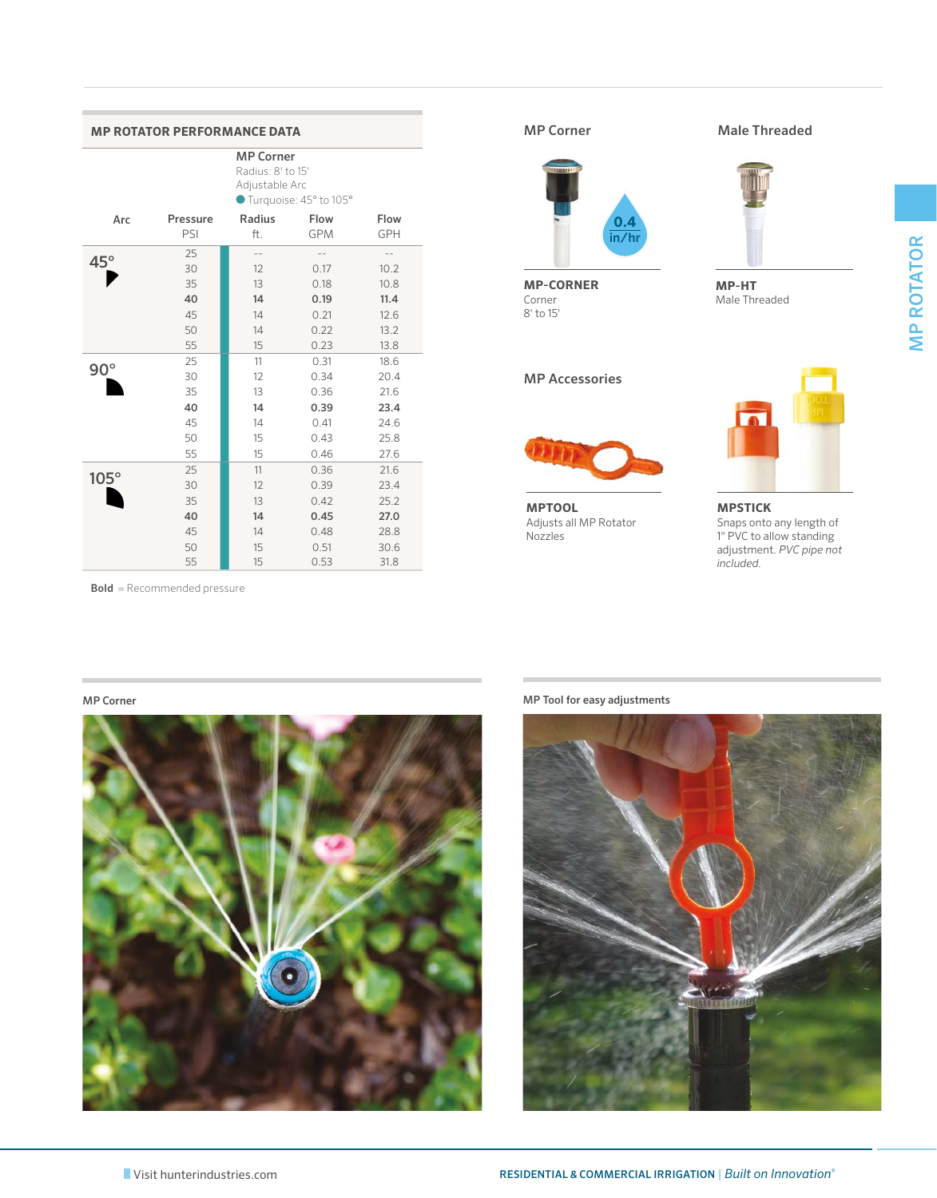## MP ROTATOR PERFORMANCE DATA

**MP Corner**
Radius: 8' to 15'
Adjustable Arc
● Turquoise: 45° to 105°

| Arc | Pressure PSI | Radius ft. | Flow GPM | Flow GPH |
|---|---|---|---|---|
| 45° | 25 | -- | -- | -- |
| | 30 | 12 | 0.17 | 10.2 |
| | 35 | 13 | 0.18 | 10.8 |
| | **40** | **14** | **0.19** | **11.4** |
| | 45 | 14 | 0.21 | 12.6 |
| | 50 | 14 | 0.22 | 13.2 |
| | 55 | 15 | 0.23 | 13.8 |
| 90° | 25 | 11 | 0.31 | 18.6 |
| | 30 | 12 | 0.34 | 20.4 |
| | 35 | 13 | 0.36 | 21.6 |
| | **40** | **14** | **0.39** | **23.4** |
| | 45 | 14 | 0.41 | 24.6 |
| | 50 | 15 | 0.43 | 25.8 |
| | 55 | 15 | 0.46 | 27.6 |
| 105° | 25 | 11 | 0.36 | 21.6 |
| | 30 | 12 | 0.39 | 23.4 |
| | 35 | 13 | 0.42 | 25.2 |
| | **40** | **14** | **0.45** | **27.0** |
| | 45 | 14 | 0.48 | 28.8 |
| | 50 | 15 | 0.51 | 30.6 |
| | 55 | 15 | 0.53 | 31.8 |

**Bold** = Recommended pressure

### MP Corner

0.4 in/hr

**MP-CORNER**
Corner
8' to 15'

### Male Threaded

**MP-HT**
Male Threaded

### MP Accessories

**MPTOOL**
Adjusts all MP Rotator Nozzles

**MPSTICK**
Snaps onto any length of 1" PVC to allow standing adjustment. *PVC pipe not included.*

**MP Corner**

**MP Tool for easy adjustments**